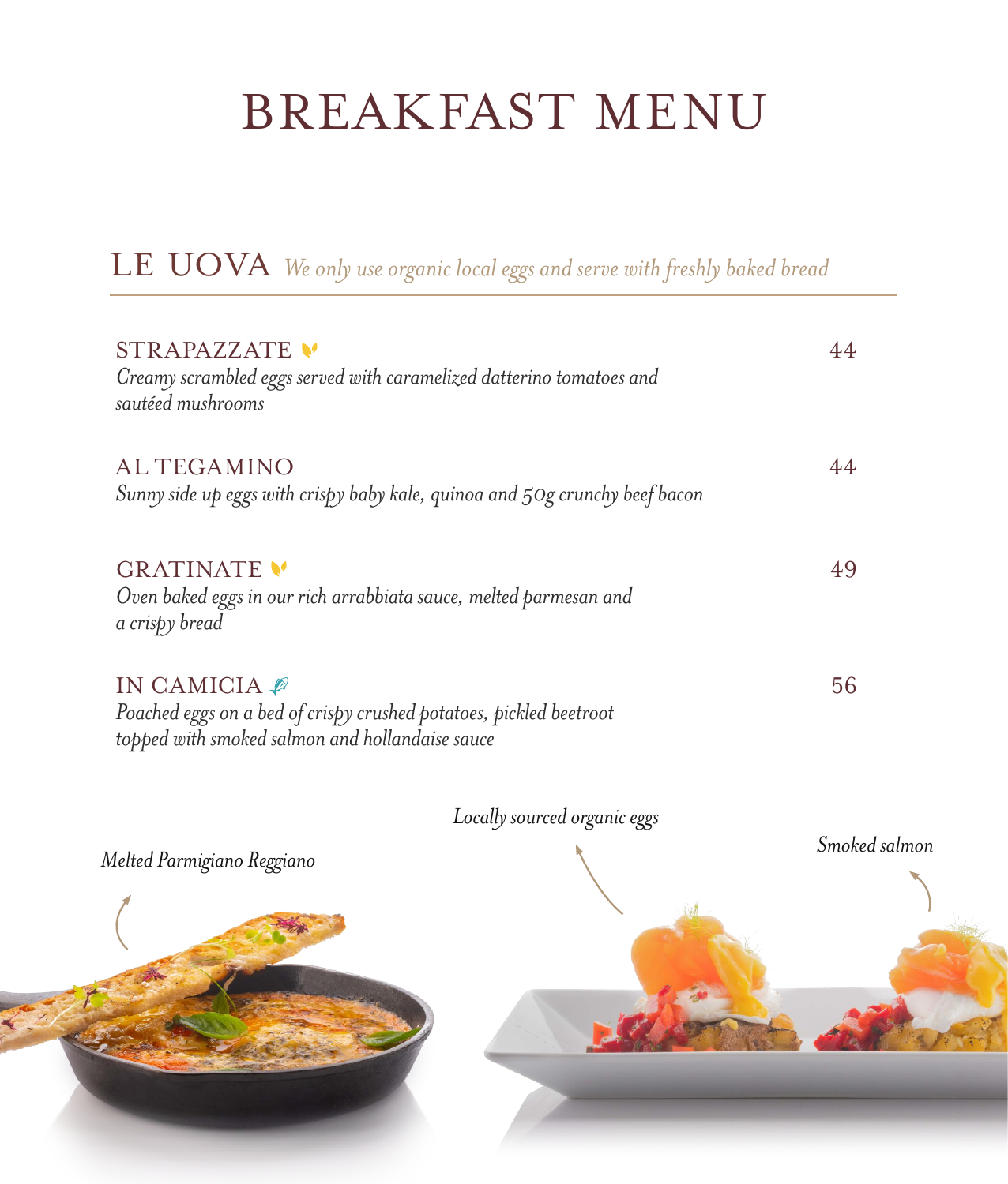# BREAKFAST MENU

## LE UOVA *We only use organic local eggs and serve with freshly baked bread*

### STRAPAZZATE — 44
*Creamy scrambled eggs served with caramelized datterino tomatoes and sautéed mushrooms*

### AL TEGAMINO — 44
*Sunny side up eggs with crispy baby kale, quinoa and 50g crunchy beef bacon*

### GRATINATE — 49
*Oven baked eggs in our rich arrabbiata sauce, melted parmesan and a crispy bread*

### IN CAMICIA — 56
*Poached eggs on a bed of crispy crushed potatoes, pickled beetroot topped with smoked salmon and hollandaise sauce*

*Locally sourced organic eggs*

*Melted Parmigiano Reggiano*

*Smoked salmon*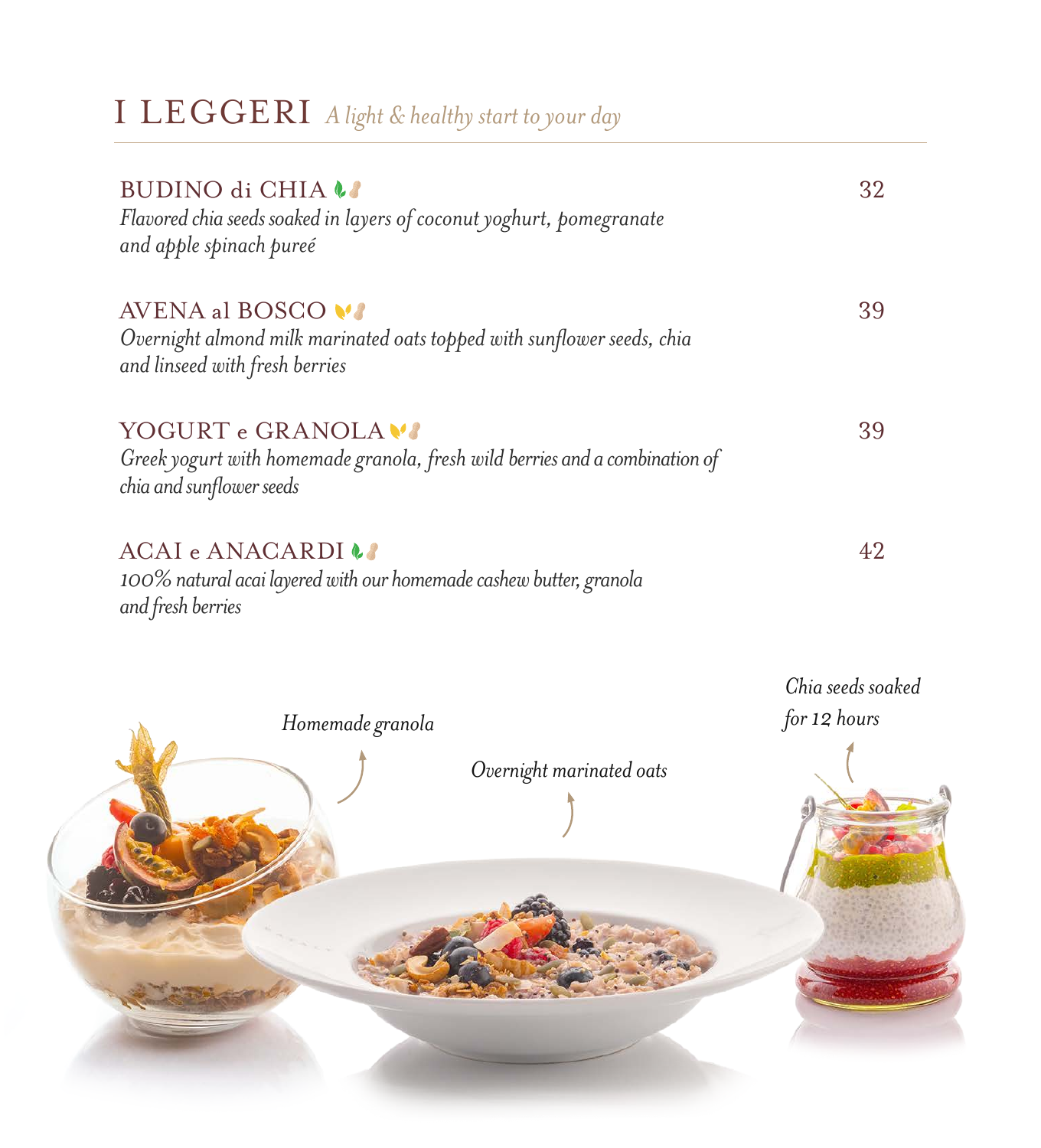# I LEGGERI *A light & healthy start to your day*

**BUDINO di CHIA** — 32
*Flavored chia seeds soaked in layers of coconut yoghurt, pomegranate and apple spinach pureé*

**AVENA al BOSCO** — 39
*Overnight almond milk marinated oats topped with sunflower seeds, chia and linseed with fresh berries*

**YOGURT e GRANOLA** — 39
*Greek yogurt with homemade granola, fresh wild berries and a combination of chia and sunflower seeds*

**ACAI e ANACARDI** — 42
*100% natural acai layered with our homemade cashew butter, granola and fresh berries*

*Homemade granola*

*Overnight marinated oats*

*Chia seeds soaked for 12 hours*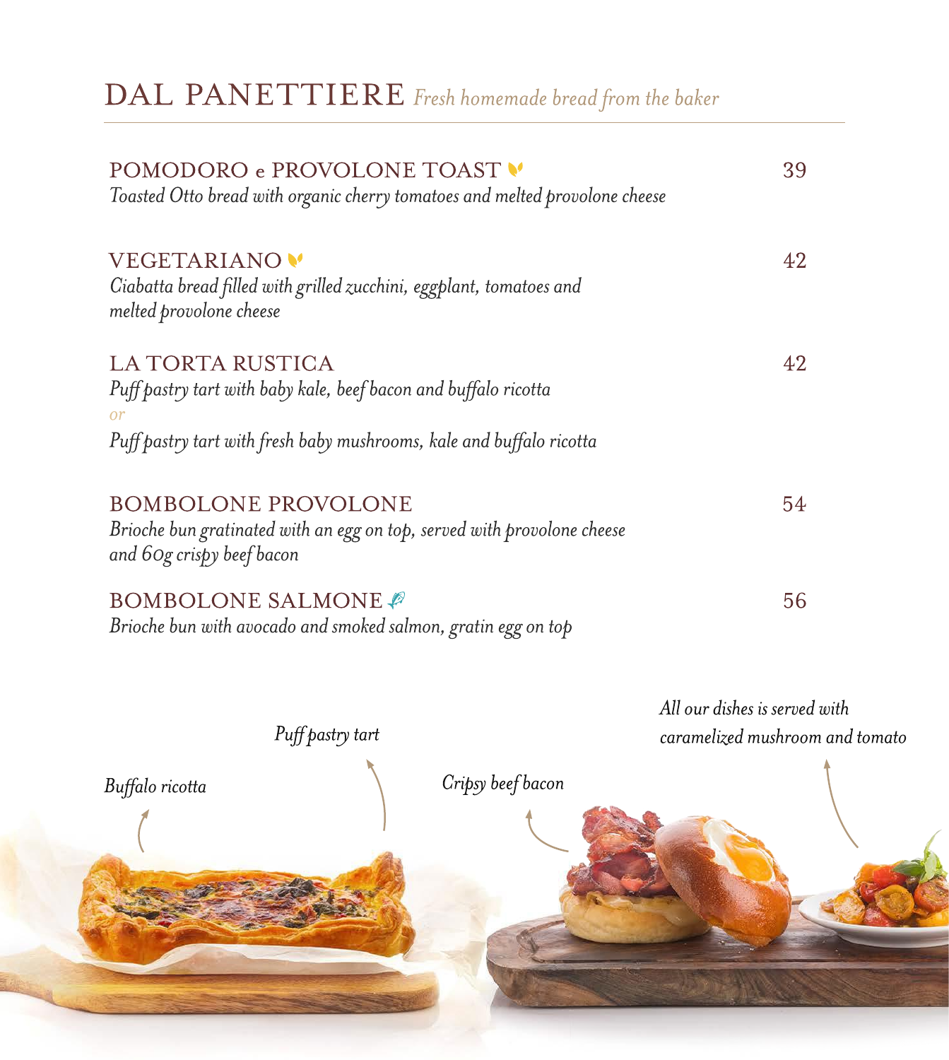# DAL PANETTIERE *Fresh homemade bread from the baker*

## POMODORO e PROVOLONE TOAST — 39

*Toasted Otto bread with organic cherry tomatoes and melted provolone cheese*

## VEGETARIANO — 42

*Ciabatta bread filled with grilled zucchini, eggplant, tomatoes and melted provolone cheese*

## LA TORTA RUSTICA — 42

*Puff pastry tart with baby kale, beef bacon and buffalo ricotta*

*or*

*Puff pastry tart with fresh baby mushrooms, kale and buffalo ricotta*

## BOMBOLONE PROVOLONE — 54

*Brioche bun gratinated with an egg on top, served with provolone cheese and 60g crispy beef bacon*

## BOMBOLONE SALMONE — 56

*Brioche bun with avocado and smoked salmon, gratin egg on top*

*All our dishes is served with caramelized mushroom and tomato*

*Puff pastry tart*

*Buffalo ricotta*

*Cripsy beef bacon*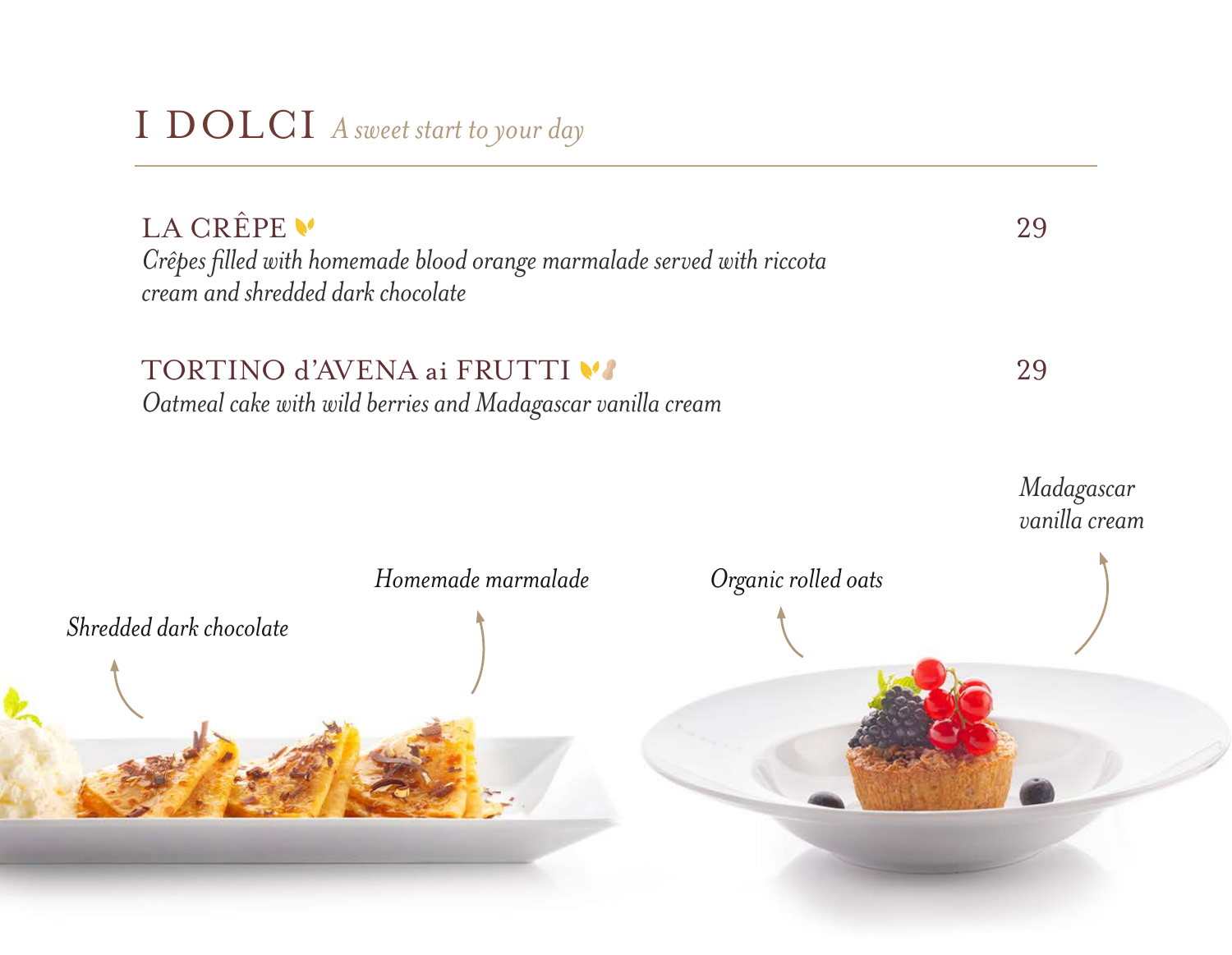# I DOLCI *A sweet start to your day*

## LA CRÊPE — 29

*Crêpes filled with homemade blood orange marmalade served with riccota cream and shredded dark chocolate*

## TORTINO d'AVENA ai FRUTTI — 29

*Oatmeal cake with wild berries and Madagascar vanilla cream*

*Shredded dark chocolate*

*Homemade marmalade*

*Organic rolled oats*

*Madagascar vanilla cream*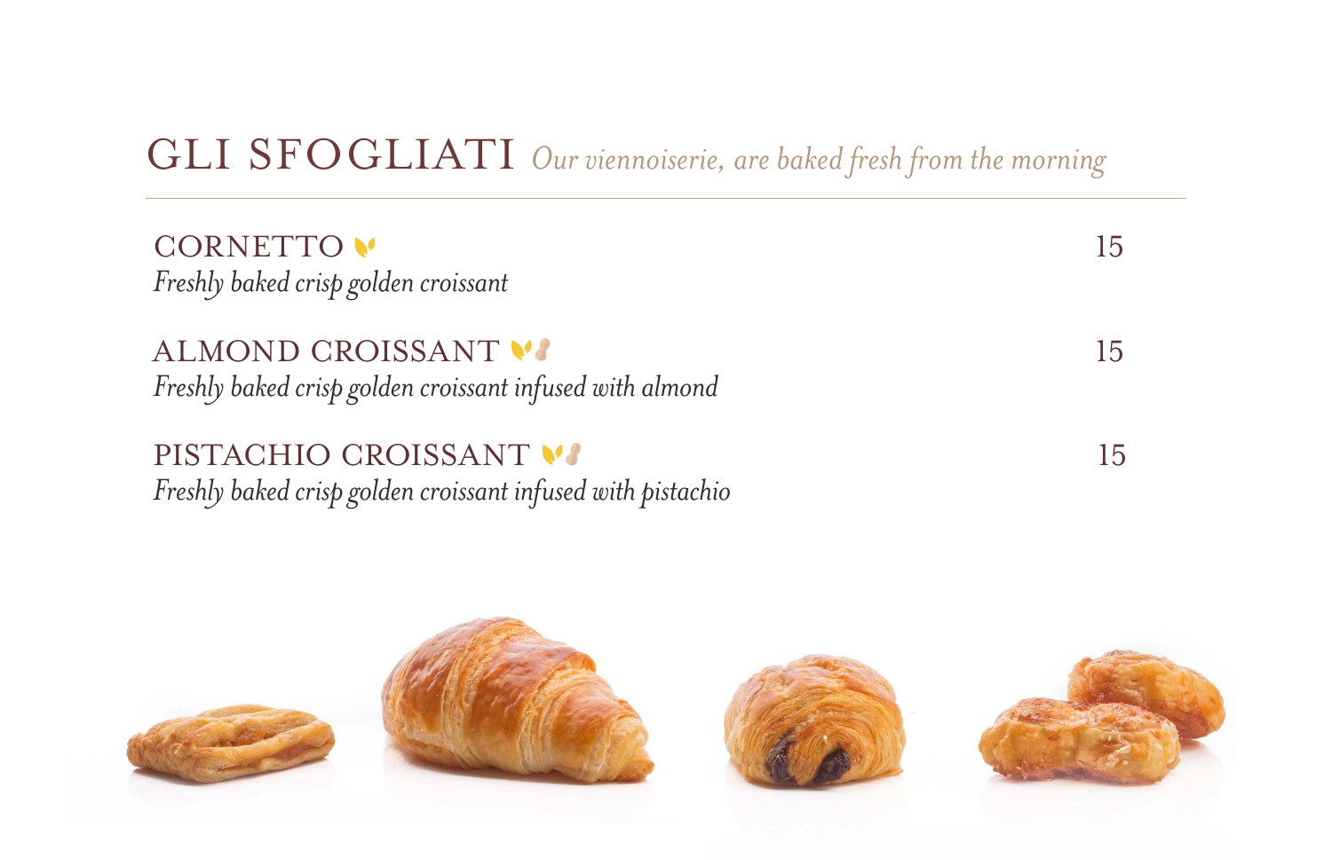## GLI SFOGLIATI *Our viennoiserie, are baked fresh from the morning*

---

**CORNETTO** — 15
*Freshly baked crisp golden croissant*

**ALMOND CROISSANT** — 15
*Freshly baked crisp golden croissant infused with almond*

**PISTACHIO CROISSANT** — 15
*Freshly baked crisp golden croissant infused with pistachio*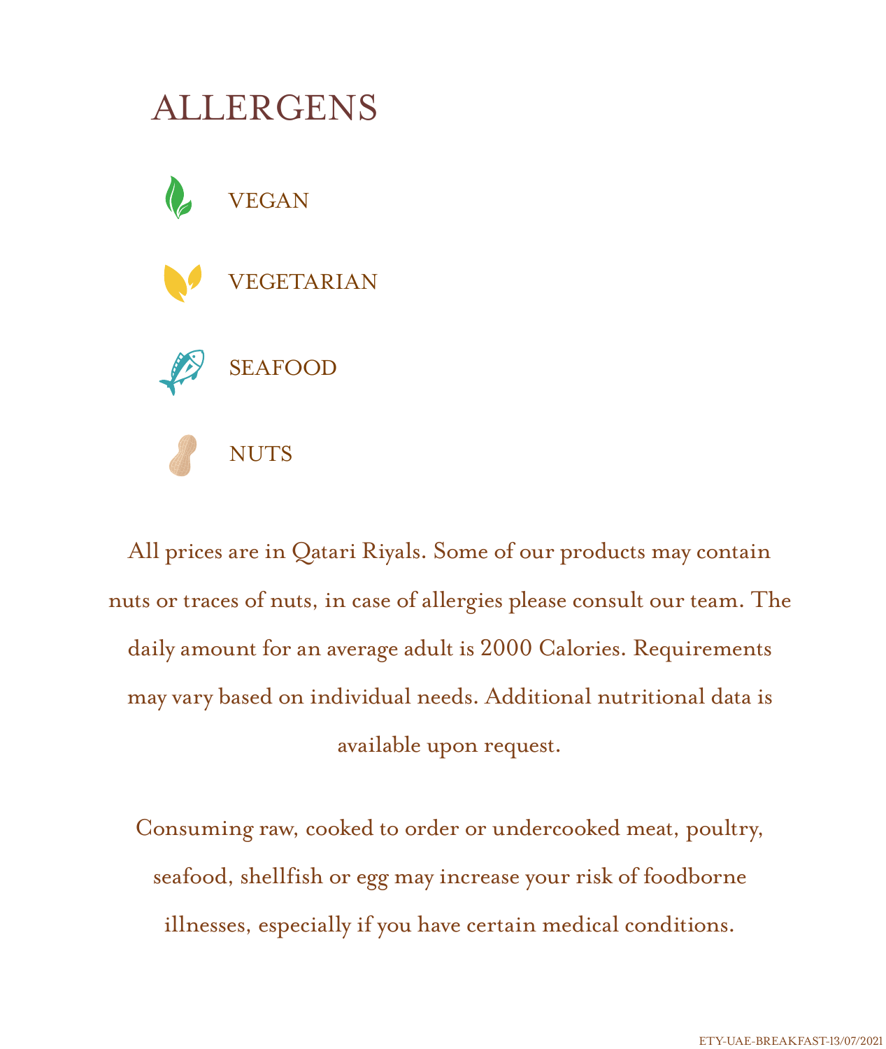# ALLERGENS

VEGAN

VEGETARIAN

SEAFOOD

NUTS

All prices are in Qatari Riyals. Some of our products may contain nuts or traces of nuts, in case of allergies please consult our team. The daily amount for an average adult is 2000 Calories. Requirements may vary based on individual needs. Additional nutritional data is available upon request.

Consuming raw, cooked to order or undercooked meat, poultry, seafood, shellfish or egg may increase your risk of foodborne illnesses, especially if you have certain medical conditions.

ETY-UAE-BREAKFAST-13/07/2021